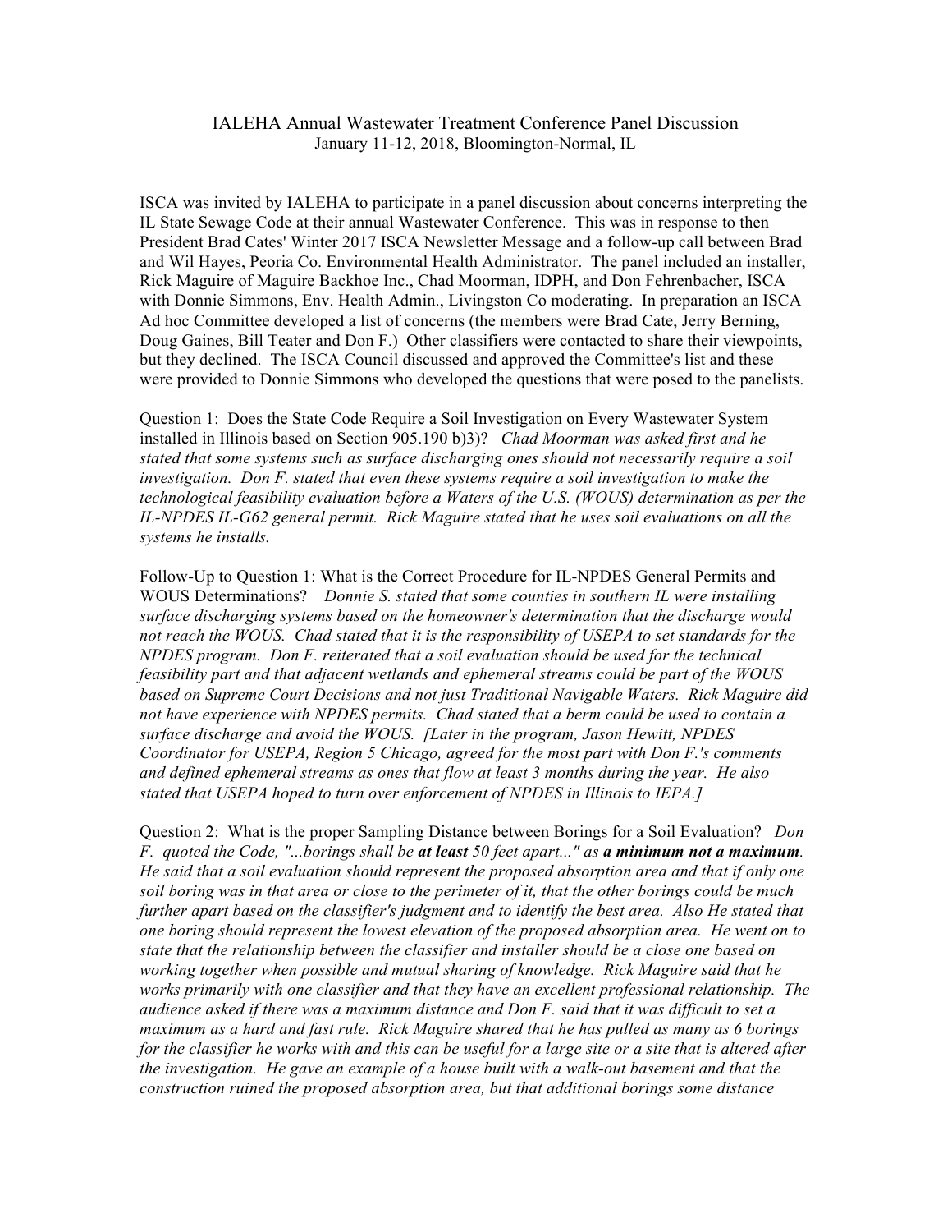# IALEHA Annual Wastewater Treatment Conference Panel Discussion

January 11-12, 2018, Bloomington-Normal, IL

ISCA was invited by IALEHA to participate in a panel discussion about concerns interpreting the IL State Sewage Code at their annual Wastewater Conference. This was in response to then President Brad Cates' Winter 2017 ISCA Newsletter Message and a follow-up call between Brad and Wil Hayes, Peoria Co. Environmental Health Administrator. The panel included an installer, Rick Maguire of Maguire Backhoe Inc., Chad Moorman, IDPH, and Don Fehrenbacher, ISCA with Donnie Simmons, Env. Health Admin., Livingston Co moderating. In preparation an ISCA Ad hoc Committee developed a list of concerns (the members were Brad Cate, Jerry Berning, Doug Gaines, Bill Teater and Don F.) Other classifiers were contacted to share their viewpoints, but they declined. The ISCA Council discussed and approved the Committee's list and these were provided to Donnie Simmons who developed the questions that were posed to the panelists.

Question 1: Does the State Code Require a Soil Investigation on Every Wastewater System installed in Illinois based on Section 905.190 b)3)? *Chad Moorman was asked first and he stated that some systems such as surface discharging ones should not necessarily require a soil investigation. Don F. stated that even these systems require a soil investigation to make the technological feasibility evaluation before a Waters of the U.S. (WOUS) determination as per the IL-NPDES IL-G62 general permit. Rick Maguire stated that he uses soil evaluations on all the systems he installs.*

Follow-Up to Question 1: What is the Correct Procedure for IL-NPDES General Permits and WOUS Determinations? *Donnie S. stated that some counties in southern IL were installing surface discharging systems based on the homeowner's determination that the discharge would not reach the WOUS. Chad stated that it is the responsibility of USEPA to set standards for the NPDES program. Don F. reiterated that a soil evaluation should be used for the technical feasibility part and that adjacent wetlands and ephemeral streams could be part of the WOUS based on Supreme Court Decisions and not just Traditional Navigable Waters. Rick Maguire did not have experience with NPDES permits. Chad stated that a berm could be used to contain a surface discharge and avoid the WOUS. [Later in the program, Jason Hewitt, NPDES Coordinator for USEPA, Region 5 Chicago, agreed for the most part with Don F.'s comments and defined ephemeral streams as ones that flow at least 3 months during the year. He also stated that USEPA hoped to turn over enforcement of NPDES in Illinois to IEPA.]*

Question 2: What is the proper Sampling Distance between Borings for a Soil Evaluation? *Don F. quoted the Code, "...borings shall be* ***at least*** *50 feet apart..." as* ***a minimum not a maximum****. He said that a soil evaluation should represent the proposed absorption area and that if only one soil boring was in that area or close to the perimeter of it, that the other borings could be much further apart based on the classifier's judgment and to identify the best area. Also He stated that one boring should represent the lowest elevation of the proposed absorption area. He went on to state that the relationship between the classifier and installer should be a close one based on working together when possible and mutual sharing of knowledge. Rick Maguire said that he works primarily with one classifier and that they have an excellent professional relationship. The audience asked if there was a maximum distance and Don F. said that it was difficult to set a maximum as a hard and fast rule. Rick Maguire shared that he has pulled as many as 6 borings for the classifier he works with and this can be useful for a large site or a site that is altered after the investigation. He gave an example of a house built with a walk-out basement and that the construction ruined the proposed absorption area, but that additional borings some distance*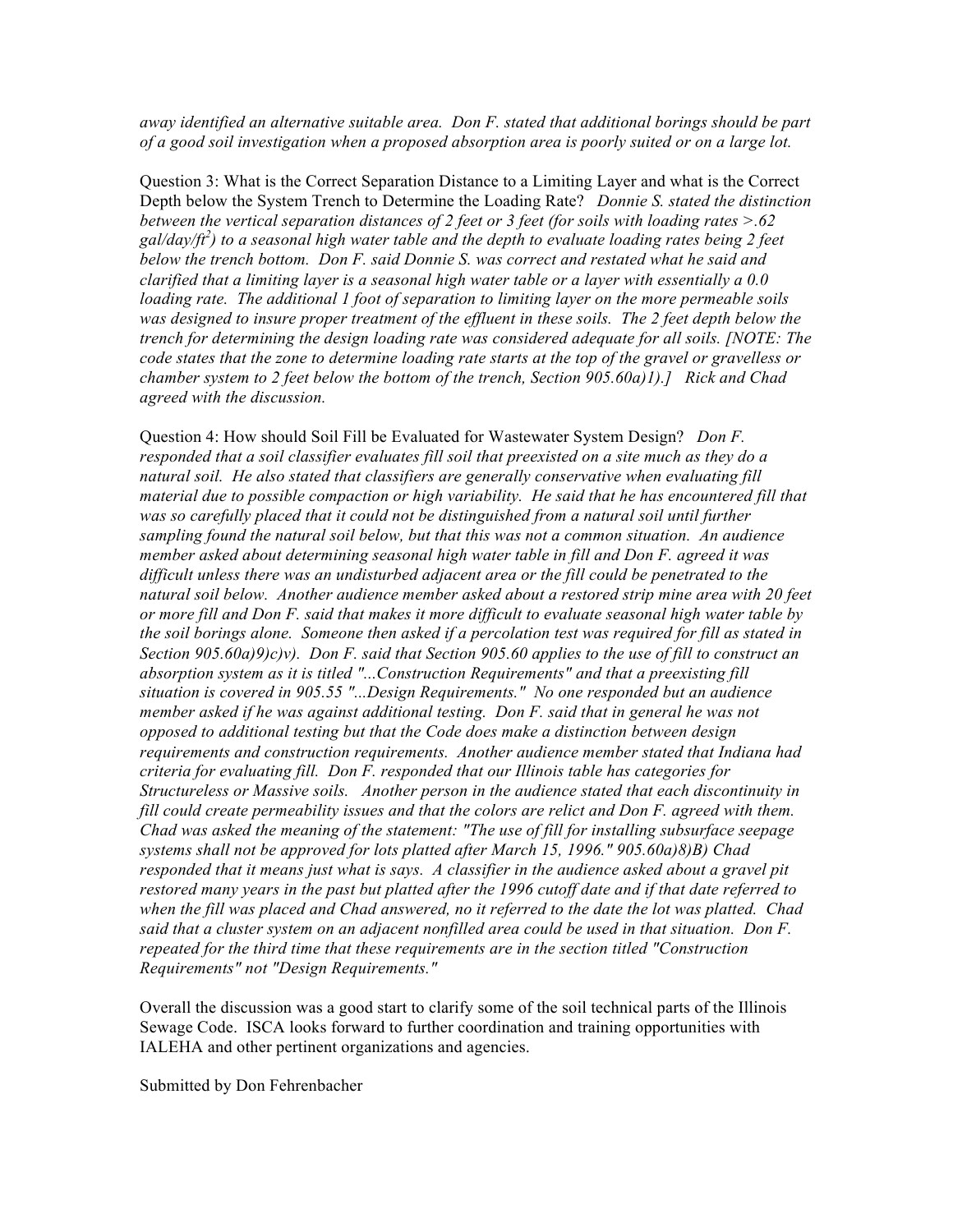*away identified an alternative suitable area. Don F. stated that additional borings should be part of a good soil investigation when a proposed absorption area is poorly suited or on a large lot.*

Question 3: What is the Correct Separation Distance to a Limiting Layer and what is the Correct Depth below the System Trench to Determine the Loading Rate? *Donnie S. stated the distinction between the vertical separation distances of 2 feet or 3 feet (for soils with loading rates >.62 gal/day/ft$^2$) to a seasonal high water table and the depth to evaluate loading rates being 2 feet below the trench bottom. Don F. said Donnie S. was correct and restated what he said and clarified that a limiting layer is a seasonal high water table or a layer with essentially a 0.0 loading rate. The additional 1 foot of separation to limiting layer on the more permeable soils was designed to insure proper treatment of the effluent in these soils. The 2 feet depth below the trench for determining the design loading rate was considered adequate for all soils. [NOTE: The code states that the zone to determine loading rate starts at the top of the gravel or gravelless or chamber system to 2 feet below the bottom of the trench, Section 905.60a)1).] Rick and Chad agreed with the discussion.*

Question 4: How should Soil Fill be Evaluated for Wastewater System Design? *Don F. responded that a soil classifier evaluates fill soil that preexisted on a site much as they do a natural soil. He also stated that classifiers are generally conservative when evaluating fill material due to possible compaction or high variability. He said that he has encountered fill that was so carefully placed that it could not be distinguished from a natural soil until further sampling found the natural soil below, but that this was not a common situation. An audience member asked about determining seasonal high water table in fill and Don F. agreed it was difficult unless there was an undisturbed adjacent area or the fill could be penetrated to the natural soil below. Another audience member asked about a restored strip mine area with 20 feet or more fill and Don F. said that makes it more difficult to evaluate seasonal high water table by the soil borings alone. Someone then asked if a percolation test was required for fill as stated in Section 905.60a)9)c)v). Don F. said that Section 905.60 applies to the use of fill to construct an absorption system as it is titled "...Construction Requirements" and that a preexisting fill situation is covered in 905.55 "...Design Requirements." No one responded but an audience member asked if he was against additional testing. Don F. said that in general he was not opposed to additional testing but that the Code does make a distinction between design requirements and construction requirements. Another audience member stated that Indiana had criteria for evaluating fill. Don F. responded that our Illinois table has categories for Structureless or Massive soils. Another person in the audience stated that each discontinuity in fill could create permeability issues and that the colors are relict and Don F. agreed with them. Chad was asked the meaning of the statement: "The use of fill for installing subsurface seepage systems shall not be approved for lots platted after March 15, 1996." 905.60a)8)B) Chad responded that it means just what is says. A classifier in the audience asked about a gravel pit restored many years in the past but platted after the 1996 cutoff date and if that date referred to when the fill was placed and Chad answered, no it referred to the date the lot was platted. Chad said that a cluster system on an adjacent nonfilled area could be used in that situation. Don F. repeated for the third time that these requirements are in the section titled "Construction Requirements" not "Design Requirements."*

Overall the discussion was a good start to clarify some of the soil technical parts of the Illinois Sewage Code. ISCA looks forward to further coordination and training opportunities with IALEHA and other pertinent organizations and agencies.

Submitted by Don Fehrenbacher